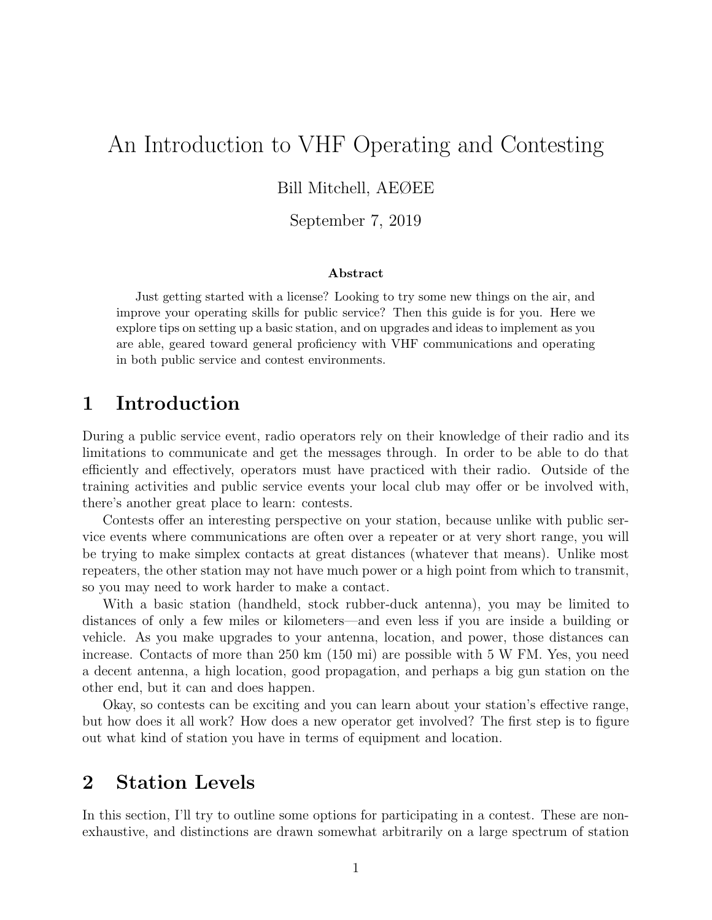# An Introduction to VHF Operating and Contesting

Bill Mitchell, AEØEE

September 7, 2019

**Abstract**

Just getting started with a license? Looking to try some new things on the air, and improve your operating skills for public service? Then this guide is for you. Here we explore tips on setting up a basic station, and on upgrades and ideas to implement as you are able, geared toward general proficiency with VHF communications and operating in both public service and contest environments.

## 1 Introduction

During a public service event, radio operators rely on their knowledge of their radio and its limitations to communicate and get the messages through. In order to be able to do that efficiently and effectively, operators must have practiced with their radio. Outside of the training activities and public service events your local club may offer or be involved with, there's another great place to learn: contests.

Contests offer an interesting perspective on your station, because unlike with public service events where communications are often over a repeater or at very short range, you will be trying to make simplex contacts at great distances (whatever that means). Unlike most repeaters, the other station may not have much power or a high point from which to transmit, so you may need to work harder to make a contact.

With a basic station (handheld, stock rubber-duck antenna), you may be limited to distances of only a few miles or kilometers—and even less if you are inside a building or vehicle. As you make upgrades to your antenna, location, and power, those distances can increase. Contacts of more than 250 km (150 mi) are possible with 5 W FM. Yes, you need a decent antenna, a high location, good propagation, and perhaps a big gun station on the other end, but it can and does happen.

Okay, so contests can be exciting and you can learn about your station's effective range, but how does it all work? How does a new operator get involved? The first step is to figure out what kind of station you have in terms of equipment and location.

## 2 Station Levels

In this section, I'll try to outline some options for participating in a contest. These are non-exhaustive, and distinctions are drawn somewhat arbitrarily on a large spectrum of station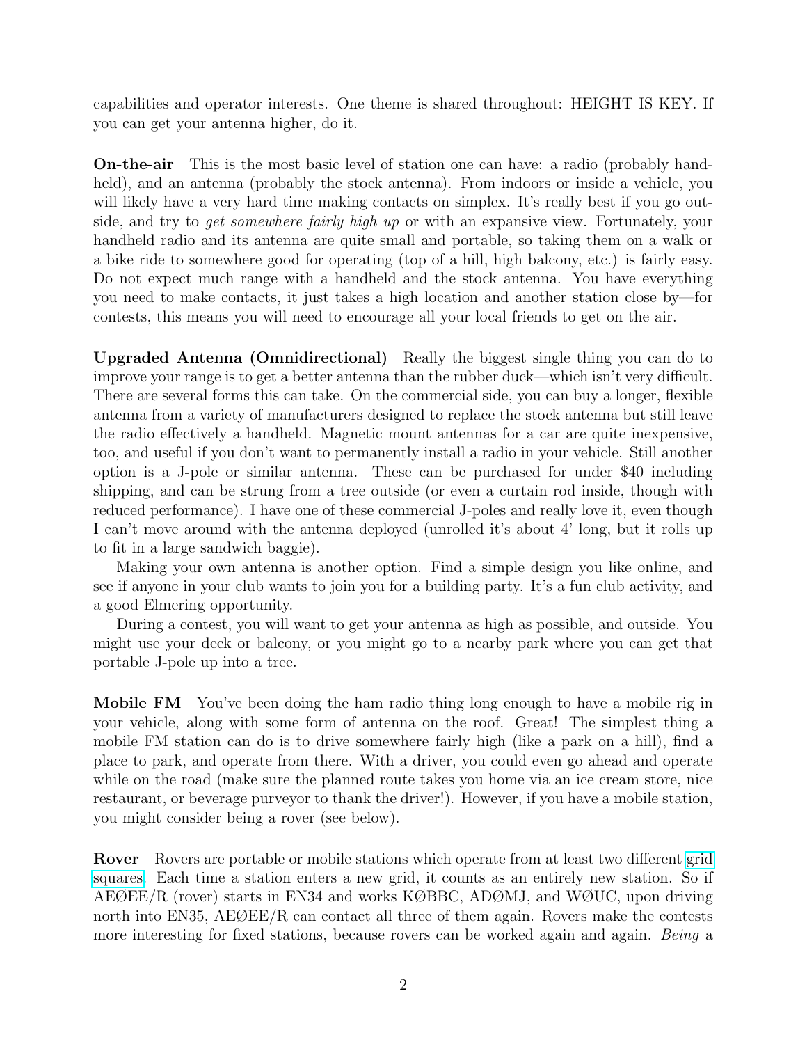capabilities and operator interests. One theme is shared throughout: HEIGHT IS KEY. If you can get your antenna higher, do it.

**On-the-air** This is the most basic level of station one can have: a radio (probably handheld), and an antenna (probably the stock antenna). From indoors or inside a vehicle, you will likely have a very hard time making contacts on simplex. It's really best if you go outside, and try to *get somewhere fairly high up* or with an expansive view. Fortunately, your handheld radio and its antenna are quite small and portable, so taking them on a walk or a bike ride to somewhere good for operating (top of a hill, high balcony, etc.) is fairly easy. Do not expect much range with a handheld and the stock antenna. You have everything you need to make contacts, it just takes a high location and another station close by—for contests, this means you will need to encourage all your local friends to get on the air.

**Upgraded Antenna (Omnidirectional)** Really the biggest single thing you can do to improve your range is to get a better antenna than the rubber duck—which isn't very difficult. There are several forms this can take. On the commercial side, you can buy a longer, flexible antenna from a variety of manufacturers designed to replace the stock antenna but still leave the radio effectively a handheld. Magnetic mount antennas for a car are quite inexpensive, too, and useful if you don't want to permanently install a radio in your vehicle. Still another option is a J-pole or similar antenna. These can be purchased for under $40 including shipping, and can be strung from a tree outside (or even a curtain rod inside, though with reduced performance). I have one of these commercial J-poles and really love it, even though I can't move around with the antenna deployed (unrolled it's about 4' long, but it rolls up to fit in a large sandwich baggie).

Making your own antenna is another option. Find a simple design you like online, and see if anyone in your club wants to join you for a building party. It's a fun club activity, and a good Elmering opportunity.

During a contest, you will want to get your antenna as high as possible, and outside. You might use your deck or balcony, or you might go to a nearby park where you can get that portable J-pole up into a tree.

**Mobile FM** You've been doing the ham radio thing long enough to have a mobile rig in your vehicle, along with some form of antenna on the roof. Great! The simplest thing a mobile FM station can do is to drive somewhere fairly high (like a park on a hill), find a place to park, and operate from there. With a driver, you could even go ahead and operate while on the road (make sure the planned route takes you home via an ice cream store, nice restaurant, or beverage purveyor to thank the driver!). However, if you have a mobile station, you might consider being a rover (see below).

**Rover** Rovers are portable or mobile stations which operate from at least two different grid squares. Each time a station enters a new grid, it counts as an entirely new station. So if AEØEE/R (rover) starts in EN34 and works KØBBC, ADØMJ, and WØUC, upon driving north into EN35, AEØEE/R can contact all three of them again. Rovers make the contests more interesting for fixed stations, because rovers can be worked again and again. *Being* a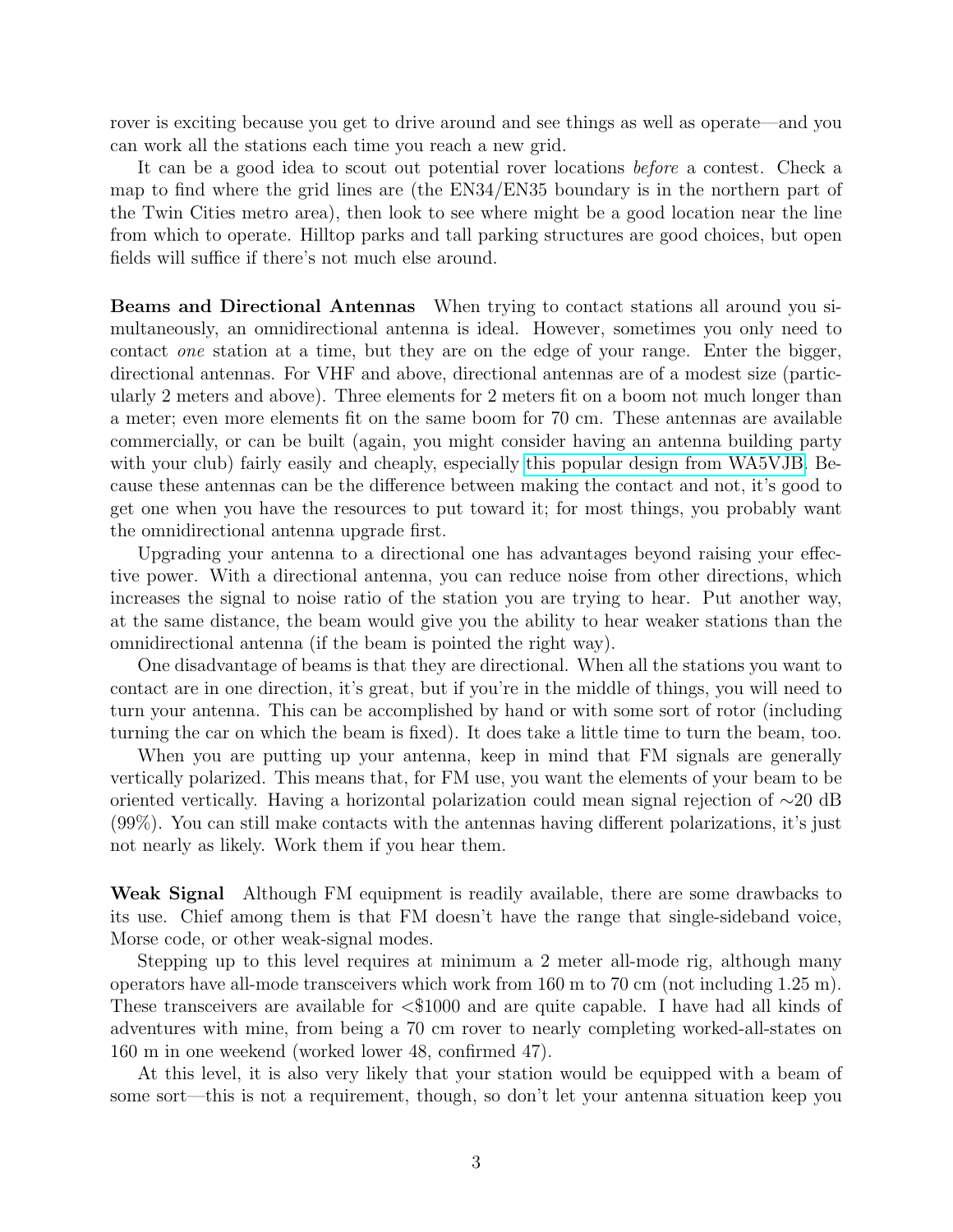rover is exciting because you get to drive around and see things as well as operate—and you can work all the stations each time you reach a new grid.

It can be a good idea to scout out potential rover locations *before* a contest. Check a map to find where the grid lines are (the EN34/EN35 boundary is in the northern part of the Twin Cities metro area), then look to see where might be a good location near the line from which to operate. Hilltop parks and tall parking structures are good choices, but open fields will suffice if there's not much else around.

**Beams and Directional Antennas** When trying to contact stations all around you simultaneously, an omnidirectional antenna is ideal. However, sometimes you only need to contact *one* station at a time, but they are on the edge of your range. Enter the bigger, directional antennas. For VHF and above, directional antennas are of a modest size (particularly 2 meters and above). Three elements for 2 meters fit on a boom not much longer than a meter; even more elements fit on the same boom for 70 cm. These antennas are available commercially, or can be built (again, you might consider having an antenna building party with your club) fairly easily and cheaply, especially this popular design from WA5VJB. Because these antennas can be the difference between making the contact and not, it's good to get one when you have the resources to put toward it; for most things, you probably want the omnidirectional antenna upgrade first.

Upgrading your antenna to a directional one has advantages beyond raising your effective power. With a directional antenna, you can reduce noise from other directions, which increases the signal to noise ratio of the station you are trying to hear. Put another way, at the same distance, the beam would give you the ability to hear weaker stations than the omnidirectional antenna (if the beam is pointed the right way).

One disadvantage of beams is that they are directional. When all the stations you want to contact are in one direction, it's great, but if you're in the middle of things, you will need to turn your antenna. This can be accomplished by hand or with some sort of rotor (including turning the car on which the beam is fixed). It does take a little time to turn the beam, too.

When you are putting up your antenna, keep in mind that FM signals are generally vertically polarized. This means that, for FM use, you want the elements of your beam to be oriented vertically. Having a horizontal polarization could mean signal rejection of $\sim$20 dB (99%). You can still make contacts with the antennas having different polarizations, it's just not nearly as likely. Work them if you hear them.

**Weak Signal** Although FM equipment is readily available, there are some drawbacks to its use. Chief among them is that FM doesn't have the range that single-sideband voice, Morse code, or other weak-signal modes.

Stepping up to this level requires at minimum a 2 meter all-mode rig, although many operators have all-mode transceivers which work from 160 m to 70 cm (not including 1.25 m). These transceivers are available for <$1000 and are quite capable. I have had all kinds of adventures with mine, from being a 70 cm rover to nearly completing worked-all-states on 160 m in one weekend (worked lower 48, confirmed 47).

At this level, it is also very likely that your station would be equipped with a beam of some sort—this is not a requirement, though, so don't let your antenna situation keep you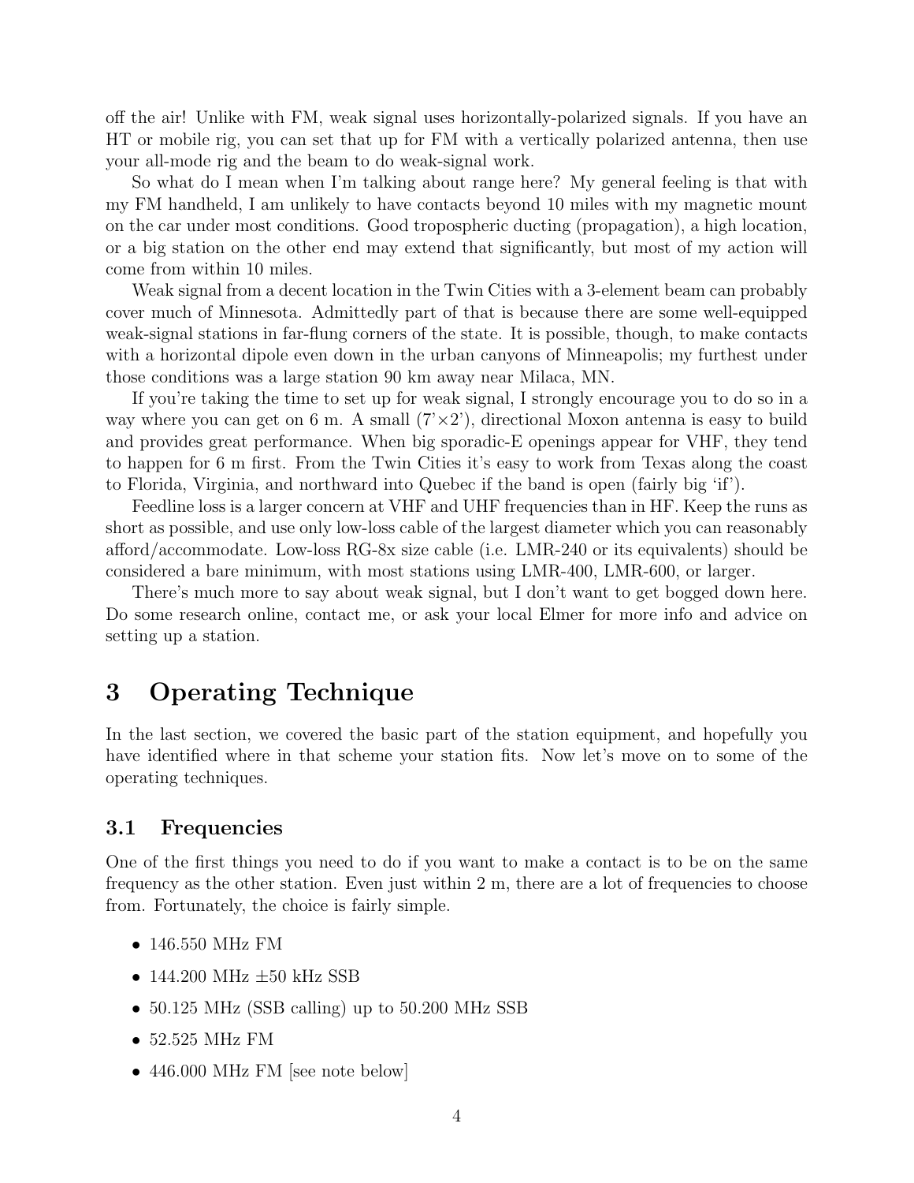off the air! Unlike with FM, weak signal uses horizontally-polarized signals. If you have an HT or mobile rig, you can set that up for FM with a vertically polarized antenna, then use your all-mode rig and the beam to do weak-signal work.

So what do I mean when I'm talking about range here? My general feeling is that with my FM handheld, I am unlikely to have contacts beyond 10 miles with my magnetic mount on the car under most conditions. Good tropospheric ducting (propagation), a high location, or a big station on the other end may extend that significantly, but most of my action will come from within 10 miles.

Weak signal from a decent location in the Twin Cities with a 3-element beam can probably cover much of Minnesota. Admittedly part of that is because there are some well-equipped weak-signal stations in far-flung corners of the state. It is possible, though, to make contacts with a horizontal dipole even down in the urban canyons of Minneapolis; my furthest under those conditions was a large station 90 km away near Milaca, MN.

If you're taking the time to set up for weak signal, I strongly encourage you to do so in a way where you can get on 6 m. A small (7'×2'), directional Moxon antenna is easy to build and provides great performance. When big sporadic-E openings appear for VHF, they tend to happen for 6 m first. From the Twin Cities it's easy to work from Texas along the coast to Florida, Virginia, and northward into Quebec if the band is open (fairly big 'if').

Feedline loss is a larger concern at VHF and UHF frequencies than in HF. Keep the runs as short as possible, and use only low-loss cable of the largest diameter which you can reasonably afford/accommodate. Low-loss RG-8x size cable (i.e. LMR-240 or its equivalents) should be considered a bare minimum, with most stations using LMR-400, LMR-600, or larger.

There's much more to say about weak signal, but I don't want to get bogged down here. Do some research online, contact me, or ask your local Elmer for more info and advice on setting up a station.

# 3 Operating Technique

In the last section, we covered the basic part of the station equipment, and hopefully you have identified where in that scheme your station fits. Now let's move on to some of the operating techniques.

## 3.1 Frequencies

One of the first things you need to do if you want to make a contact is to be on the same frequency as the other station. Even just within 2 m, there are a lot of frequencies to choose from. Fortunately, the choice is fairly simple.

- 146.550 MHz FM
- 144.200 MHz ±50 kHz SSB
- 50.125 MHz (SSB calling) up to 50.200 MHz SSB
- 52.525 MHz FM
- 446.000 MHz FM [see note below]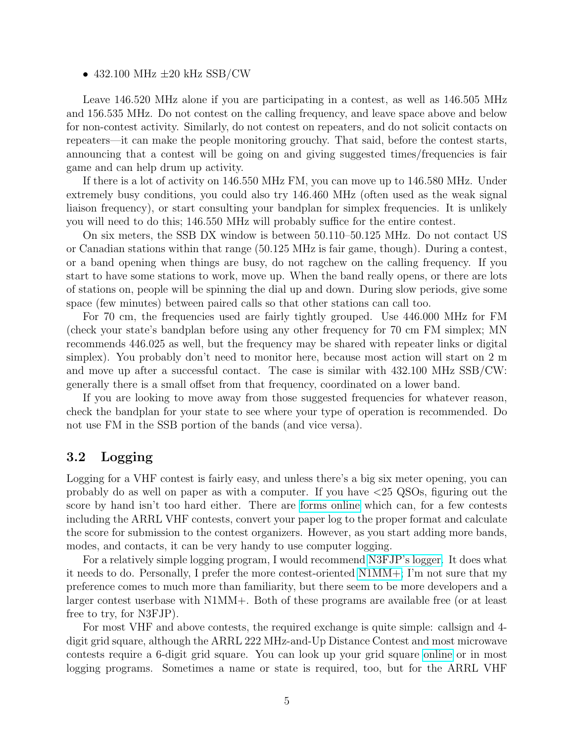- 432.100 MHz ±20 kHz SSB/CW

Leave 146.520 MHz alone if you are participating in a contest, as well as 146.505 MHz and 156.535 MHz. Do not contest on the calling frequency, and leave space above and below for non-contest activity. Similarly, do not contest on repeaters, and do not solicit contacts on repeaters—it can make the people monitoring grouchy. That said, before the contest starts, announcing that a contest will be going on and giving suggested times/frequencies is fair game and can help drum up activity.

If there is a lot of activity on 146.550 MHz FM, you can move up to 146.580 MHz. Under extremely busy conditions, you could also try 146.460 MHz (often used as the weak signal liaison frequency), or start consulting your bandplan for simplex frequencies. It is unlikely you will need to do this; 146.550 MHz will probably suffice for the entire contest.

On six meters, the SSB DX window is between 50.110–50.125 MHz. Do not contact US or Canadian stations within that range (50.125 MHz is fair game, though). During a contest, or a band opening when things are busy, do not ragchew on the calling frequency. If you start to have some stations to work, move up. When the band really opens, or there are lots of stations on, people will be spinning the dial up and down. During slow periods, give some space (few minutes) between paired calls so that other stations can call too.

For 70 cm, the frequencies used are fairly tightly grouped. Use 446.000 MHz for FM (check your state's bandplan before using any other frequency for 70 cm FM simplex; MN recommends 446.025 as well, but the frequency may be shared with repeater links or digital simplex). You probably don't need to monitor here, because most action will start on 2 m and move up after a successful contact. The case is similar with 432.100 MHz SSB/CW: generally there is a small offset from that frequency, coordinated on a lower band.

If you are looking to move away from those suggested frequencies for whatever reason, check the bandplan for your state to see where your type of operation is recommended. Do not use FM in the SSB portion of the bands (and vice versa).

## 3.2 Logging

Logging for a VHF contest is fairly easy, and unless there's a big six meter opening, you can probably do as well on paper as with a computer. If you have <25 QSOs, figuring out the score by hand isn't too hard either. There are forms online which can, for a few contests including the ARRL VHF contests, convert your paper log to the proper format and calculate the score for submission to the contest organizers. However, as you start adding more bands, modes, and contacts, it can be very handy to use computer logging.

For a relatively simple logging program, I would recommend N3FJP's logger. It does what it needs to do. Personally, I prefer the more contest-oriented N1MM+. I'm not sure that my preference comes to much more than familiarity, but there seem to be more developers and a larger contest userbase with N1MM+. Both of these programs are available free (or at least free to try, for N3FJP).

For most VHF and above contests, the required exchange is quite simple: callsign and 4-digit grid square, although the ARRL 222 MHz-and-Up Distance Contest and most microwave contests require a 6-digit grid square. You can look up your grid square online or in most logging programs. Sometimes a name or state is required, too, but for the ARRL VHF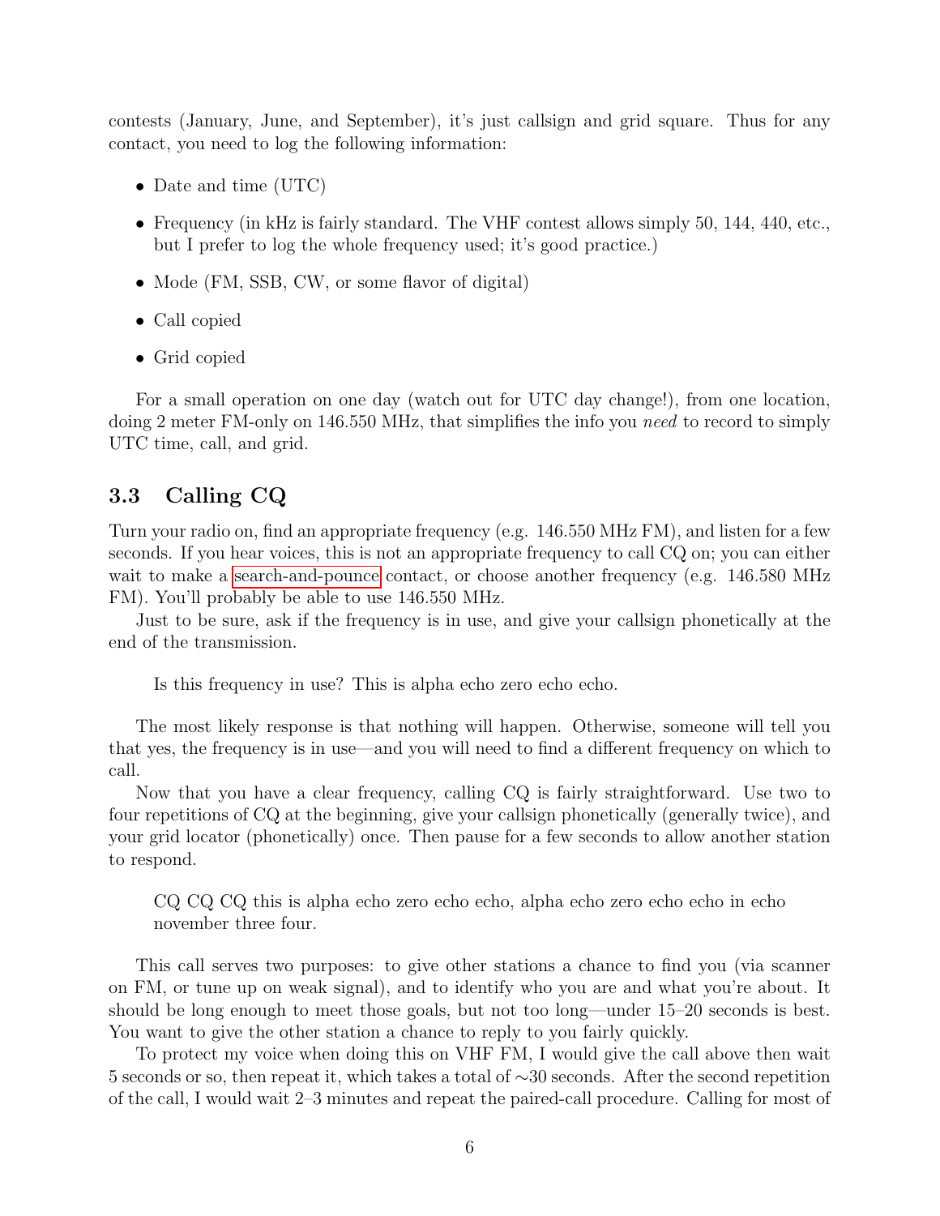contests (January, June, and September), it's just callsign and grid square. Thus for any contact, you need to log the following information:

- Date and time (UTC)
- Frequency (in kHz is fairly standard. The VHF contest allows simply 50, 144, 440, etc., but I prefer to log the whole frequency used; it's good practice.)
- Mode (FM, SSB, CW, or some flavor of digital)
- Call copied
- Grid copied

For a small operation on one day (watch out for UTC day change!), from one location, doing 2 meter FM-only on 146.550 MHz, that simplifies the info you *need* to record to simply UTC time, call, and grid.

## 3.3 Calling CQ

Turn your radio on, find an appropriate frequency (e.g. 146.550 MHz FM), and listen for a few seconds. If you hear voices, this is not an appropriate frequency to call CQ on; you can either wait to make a search-and-pounce contact, or choose another frequency (e.g. 146.580 MHz FM). You'll probably be able to use 146.550 MHz.

Just to be sure, ask if the frequency is in use, and give your callsign phonetically at the end of the transmission.

> Is this frequency in use? This is alpha echo zero echo echo.

The most likely response is that nothing will happen. Otherwise, someone will tell you that yes, the frequency is in use—and you will need to find a different frequency on which to call.

Now that you have a clear frequency, calling CQ is fairly straightforward. Use two to four repetitions of CQ at the beginning, give your callsign phonetically (generally twice), and your grid locator (phonetically) once. Then pause for a few seconds to allow another station to respond.

> CQ CQ CQ this is alpha echo zero echo echo, alpha echo zero echo echo in echo november three four.

This call serves two purposes: to give other stations a chance to find you (via scanner on FM, or tune up on weak signal), and to identify who you are and what you're about. It should be long enough to meet those goals, but not too long—under 15–20 seconds is best. You want to give the other station a chance to reply to you fairly quickly.

To protect my voice when doing this on VHF FM, I would give the call above then wait 5 seconds or so, then repeat it, which takes a total of ~30 seconds. After the second repetition of the call, I would wait 2–3 minutes and repeat the paired-call procedure. Calling for most of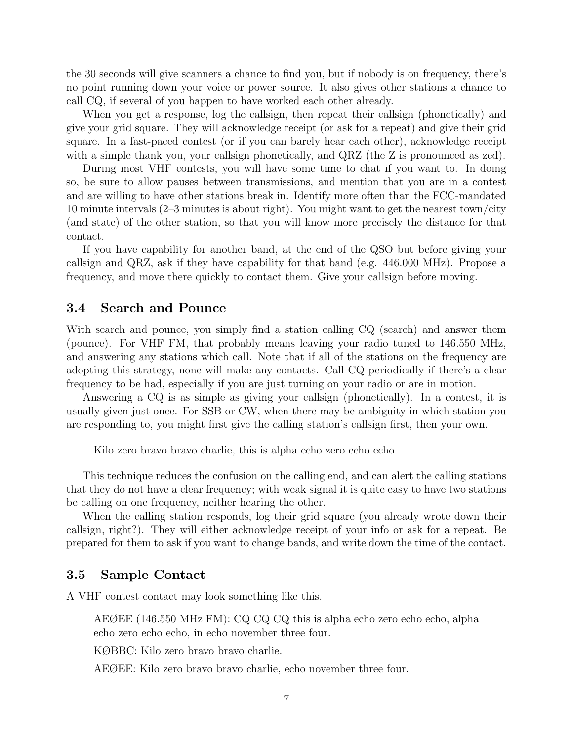the 30 seconds will give scanners a chance to find you, but if nobody is on frequency, there's no point running down your voice or power source. It also gives other stations a chance to call CQ, if several of you happen to have worked each other already.

When you get a response, log the callsign, then repeat their callsign (phonetically) and give your grid square. They will acknowledge receipt (or ask for a repeat) and give their grid square. In a fast-paced contest (or if you can barely hear each other), acknowledge receipt with a simple thank you, your callsign phonetically, and QRZ (the Z is pronounced as zed).

During most VHF contests, you will have some time to chat if you want to. In doing so, be sure to allow pauses between transmissions, and mention that you are in a contest and are willing to have other stations break in. Identify more often than the FCC-mandated 10 minute intervals (2–3 minutes is about right). You might want to get the nearest town/city (and state) of the other station, so that you will know more precisely the distance for that contact.

If you have capability for another band, at the end of the QSO but before giving your callsign and QRZ, ask if they have capability for that band (e.g. 446.000 MHz). Propose a frequency, and move there quickly to contact them. Give your callsign before moving.

## 3.4 Search and Pounce

With search and pounce, you simply find a station calling CQ (search) and answer them (pounce). For VHF FM, that probably means leaving your radio tuned to 146.550 MHz, and answering any stations which call. Note that if all of the stations on the frequency are adopting this strategy, none will make any contacts. Call CQ periodically if there's a clear frequency to be had, especially if you are just turning on your radio or are in motion.

Answering a CQ is as simple as giving your callsign (phonetically). In a contest, it is usually given just once. For SSB or CW, when there may be ambiguity in which station you are responding to, you might first give the calling station's callsign first, then your own.

> Kilo zero bravo bravo charlie, this is alpha echo zero echo echo.

This technique reduces the confusion on the calling end, and can alert the calling stations that they do not have a clear frequency; with weak signal it is quite easy to have two stations be calling on one frequency, neither hearing the other.

When the calling station responds, log their grid square (you already wrote down their callsign, right?). They will either acknowledge receipt of your info or ask for a repeat. Be prepared for them to ask if you want to change bands, and write down the time of the contact.

## 3.5 Sample Contact

A VHF contest contact may look something like this.

> AEØEE (146.550 MHz FM): CQ CQ CQ this is alpha echo zero echo echo, alpha echo zero echo echo, in echo november three four.
>
> KØBBC: Kilo zero bravo bravo charlie.
>
> AEØEE: Kilo zero bravo bravo charlie, echo november three four.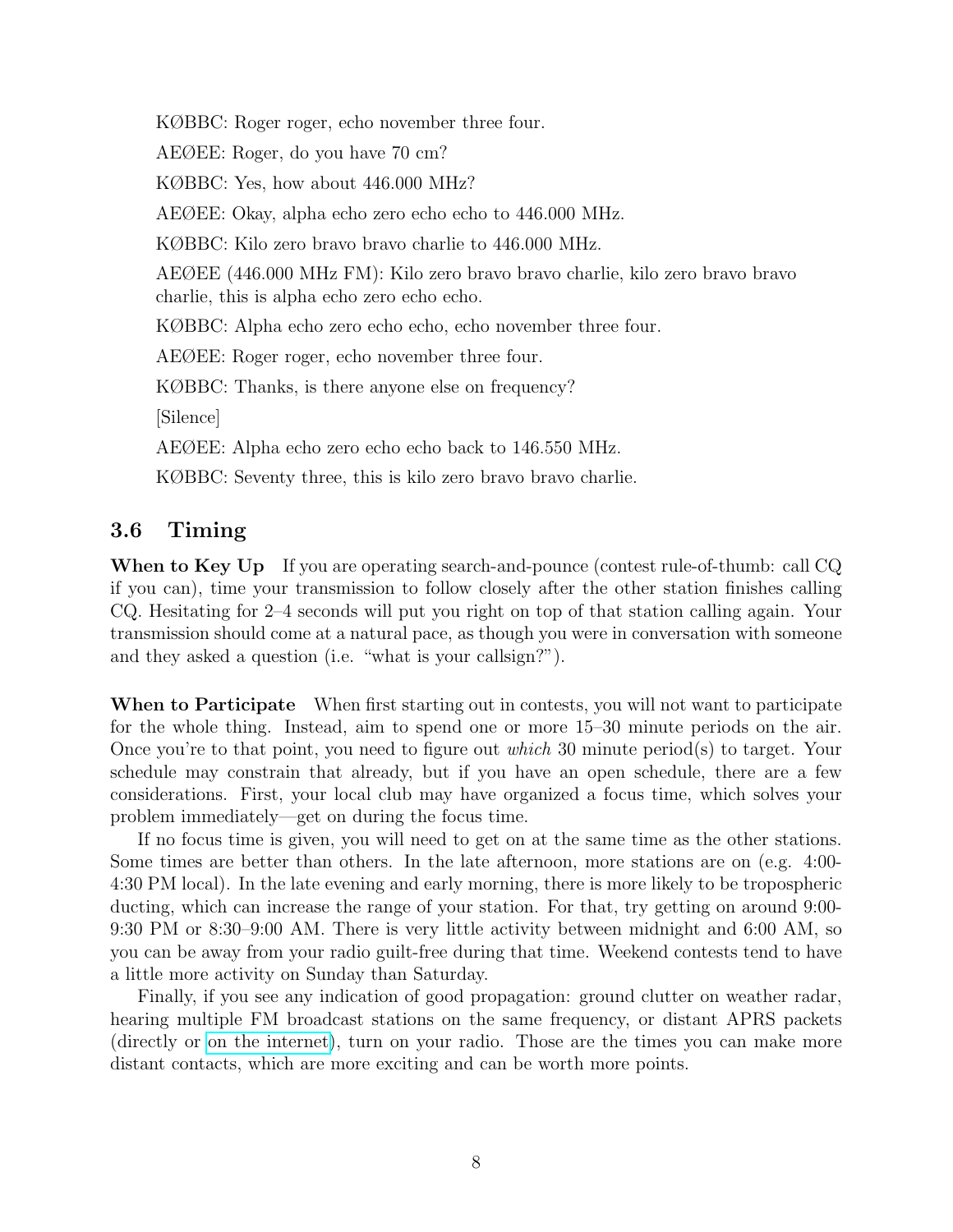KØBBC: Roger roger, echo november three four.

AEØEE: Roger, do you have 70 cm?

KØBBC: Yes, how about 446.000 MHz?

AEØEE: Okay, alpha echo zero echo echo to 446.000 MHz.

KØBBC: Kilo zero bravo bravo charlie to 446.000 MHz.

AEØEE (446.000 MHz FM): Kilo zero bravo bravo charlie, kilo zero bravo bravo charlie, this is alpha echo zero echo echo.

KØBBC: Alpha echo zero echo echo, echo november three four.

AEØEE: Roger roger, echo november three four.

KØBBC: Thanks, is there anyone else on frequency?

[Silence]

AEØEE: Alpha echo zero echo echo back to 146.550 MHz.

KØBBC: Seventy three, this is kilo zero bravo bravo charlie.

## 3.6 Timing

**When to Key Up** If you are operating search-and-pounce (contest rule-of-thumb: call CQ if you can), time your transmission to follow closely after the other station finishes calling CQ. Hesitating for 2–4 seconds will put you right on top of that station calling again. Your transmission should come at a natural pace, as though you were in conversation with someone and they asked a question (i.e. "what is your callsign?").

**When to Participate** When first starting out in contests, you will not want to participate for the whole thing. Instead, aim to spend one or more 15–30 minute periods on the air. Once you're to that point, you need to figure out *which* 30 minute period(s) to target. Your schedule may constrain that already, but if you have an open schedule, there are a few considerations. First, your local club may have organized a focus time, which solves your problem immediately—get on during the focus time.

If no focus time is given, you will need to get on at the same time as the other stations. Some times are better than others. In the late afternoon, more stations are on (e.g. 4:00-4:30 PM local). In the late evening and early morning, there is more likely to be tropospheric ducting, which can increase the range of your station. For that, try getting on around 9:00-9:30 PM or 8:30–9:00 AM. There is very little activity between midnight and 6:00 AM, so you can be away from your radio guilt-free during that time. Weekend contests tend to have a little more activity on Sunday than Saturday.

Finally, if you see any indication of good propagation: ground clutter on weather radar, hearing multiple FM broadcast stations on the same frequency, or distant APRS packets (directly or on the internet), turn on your radio. Those are the times you can make more distant contacts, which are more exciting and can be worth more points.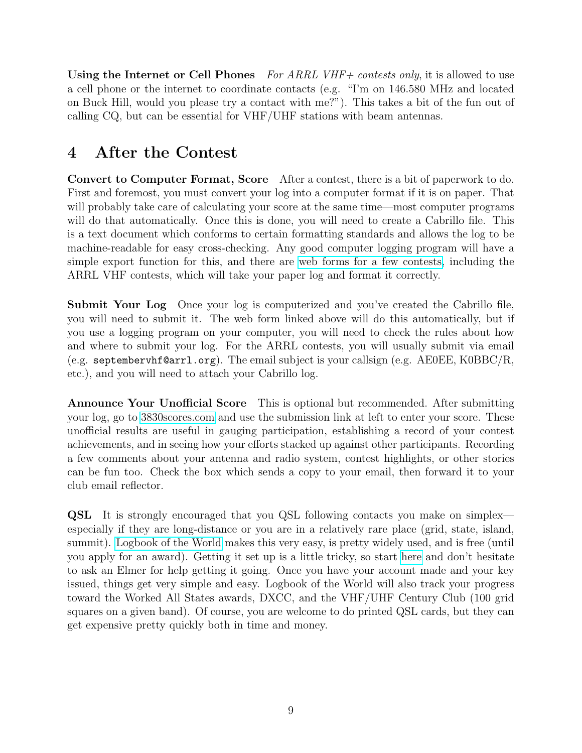**Using the Internet or Cell Phones** *For ARRL VHF+ contests only*, it is allowed to use a cell phone or the internet to coordinate contacts (e.g. "I'm on 146.580 MHz and located on Buck Hill, would you please try a contact with me?"). This takes a bit of the fun out of calling CQ, but can be essential for VHF/UHF stations with beam antennas.

# 4 After the Contest

**Convert to Computer Format, Score** After a contest, there is a bit of paperwork to do. First and foremost, you must convert your log into a computer format if it is on paper. That will probably take care of calculating your score at the same time—most computer programs will do that automatically. Once this is done, you will need to create a Cabrillo file. This is a text document which conforms to certain formatting standards and allows the log to be machine-readable for easy cross-checking. Any good computer logging program will have a simple export function for this, and there are web forms for a few contests, including the ARRL VHF contests, which will take your paper log and format it correctly.

**Submit Your Log** Once your log is computerized and you've created the Cabrillo file, you will need to submit it. The web form linked above will do this automatically, but if you use a logging program on your computer, you will need to check the rules about how and where to submit your log. For the ARRL contests, you will usually submit via email (e.g. `septembervhf@arrl.org`). The email subject is your callsign (e.g. AE0EE, K0BBC/R, etc.), and you will need to attach your Cabrillo log.

**Announce Your Unofficial Score** This is optional but recommended. After submitting your log, go to 3830scores.com and use the submission link at left to enter your score. These unofficial results are useful in gauging participation, establishing a record of your contest achievements, and in seeing how your efforts stacked up against other participants. Recording a few comments about your antenna and radio system, contest highlights, or other stories can be fun too. Check the box which sends a copy to your email, then forward it to your club email reflector.

**QSL** It is strongly encouraged that you QSL following contacts you make on simplex—especially if they are long-distance or you are in a relatively rare place (grid, state, island, summit). Logbook of the World makes this very easy, is pretty widely used, and is free (until you apply for an award). Getting it set up is a little tricky, so start here and don't hesitate to ask an Elmer for help getting it going. Once you have your account made and your key issued, things get very simple and easy. Logbook of the World will also track your progress toward the Worked All States awards, DXCC, and the VHF/UHF Century Club (100 grid squares on a given band). Of course, you are welcome to do printed QSL cards, but they can get expensive pretty quickly both in time and money.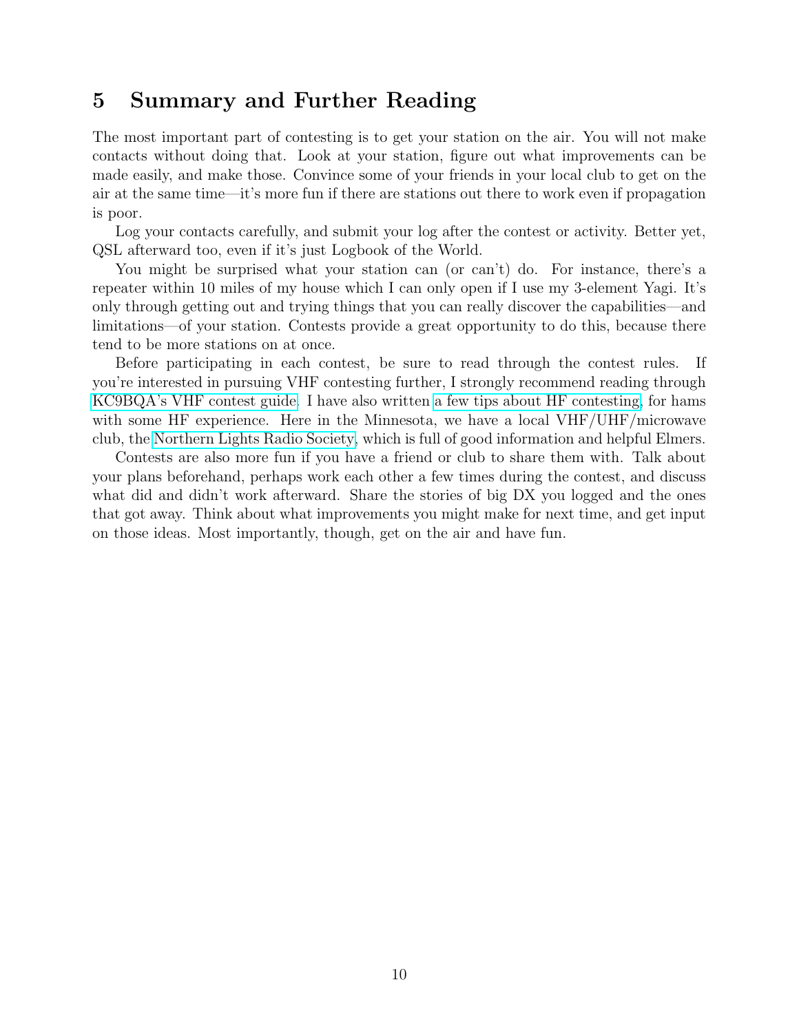## 5 Summary and Further Reading

The most important part of contesting is to get your station on the air. You will not make contacts without doing that. Look at your station, figure out what improvements can be made easily, and make those. Convince some of your friends in your local club to get on the air at the same time—it's more fun if there are stations out there to work even if propagation is poor.

Log your contacts carefully, and submit your log after the contest or activity. Better yet, QSL afterward too, even if it's just Logbook of the World.

You might be surprised what your station can (or can't) do. For instance, there's a repeater within 10 miles of my house which I can only open if I use my 3-element Yagi. It's only through getting out and trying things that you can really discover the capabilities—and limitations—of your station. Contests provide a great opportunity to do this, because there tend to be more stations on at once.

Before participating in each contest, be sure to read through the contest rules. If you're interested in pursuing VHF contesting further, I strongly recommend reading through KC9BQA's VHF contest guide. I have also written a few tips about HF contesting, for hams with some HF experience. Here in the Minnesota, we have a local VHF/UHF/microwave club, the Northern Lights Radio Society, which is full of good information and helpful Elmers.

Contests are also more fun if you have a friend or club to share them with. Talk about your plans beforehand, perhaps work each other a few times during the contest, and discuss what did and didn't work afterward. Share the stories of big DX you logged and the ones that got away. Think about what improvements you might make for next time, and get input on those ideas. Most importantly, though, get on the air and have fun.